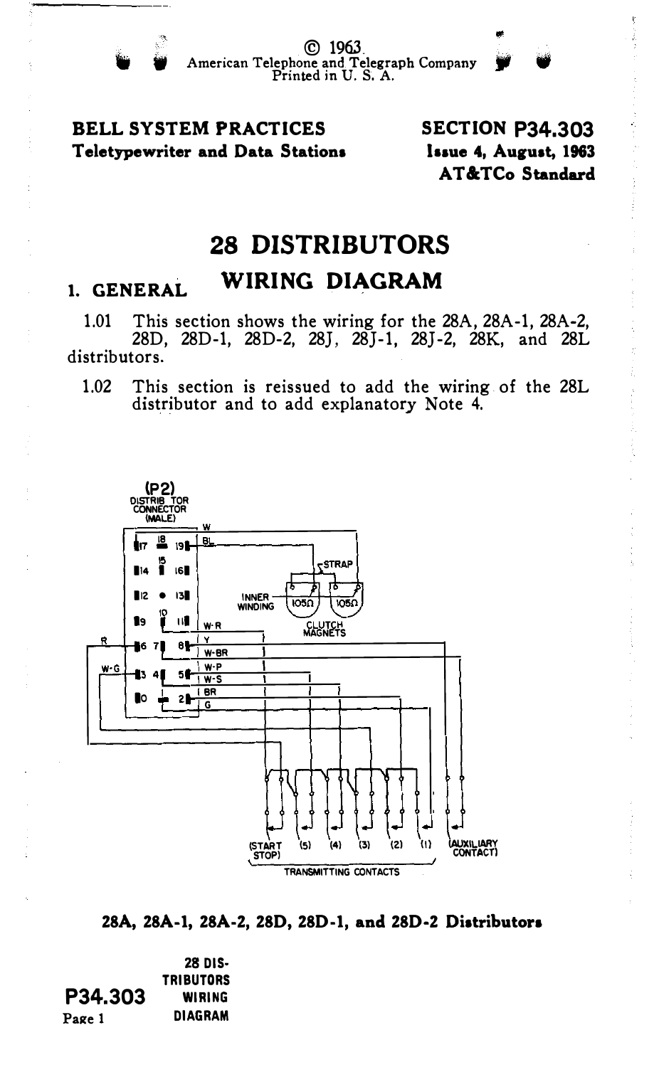© 1963
American Telephone and Telegraph Company
Printed in U. S. A.

**BELL SYSTEM PRACTICES**
**Teletypewriter and Data Stations**

**SECTION P34.303**
**Issue 4, August, 1963**
**AT&TCo Standard**

# 28 DISTRIBUTORS
# WIRING DIAGRAM

## 1. GENERAL

1.01 This section shows the wiring for the 28A, 28A-1, 28A-2, 28D, 28D-1, 28D-2, 28J, 28J-1, 28J-2, 28K, and 28L distributors.

1.02 This section is reissued to add the wiring of the 28L distributor and to add explanatory Note 4.

(P2) DISTRIBUTOR CONNECTOR (MALE)

W, BL, STRAP, INNER WINDING, 105Ω, 105Ω, CLUTCH MAGNETS, W-R, Y, W-BR, W-P, W-S, BR, G, R, W-G

(START STOP) (5) (4) (3) (2) (1) (AUXILIARY CONTACT)

TRANSMITTING CONTACTS

**28A, 28A-1, 28A-2, 28D, 28D-1, and 28D-2 Distributors**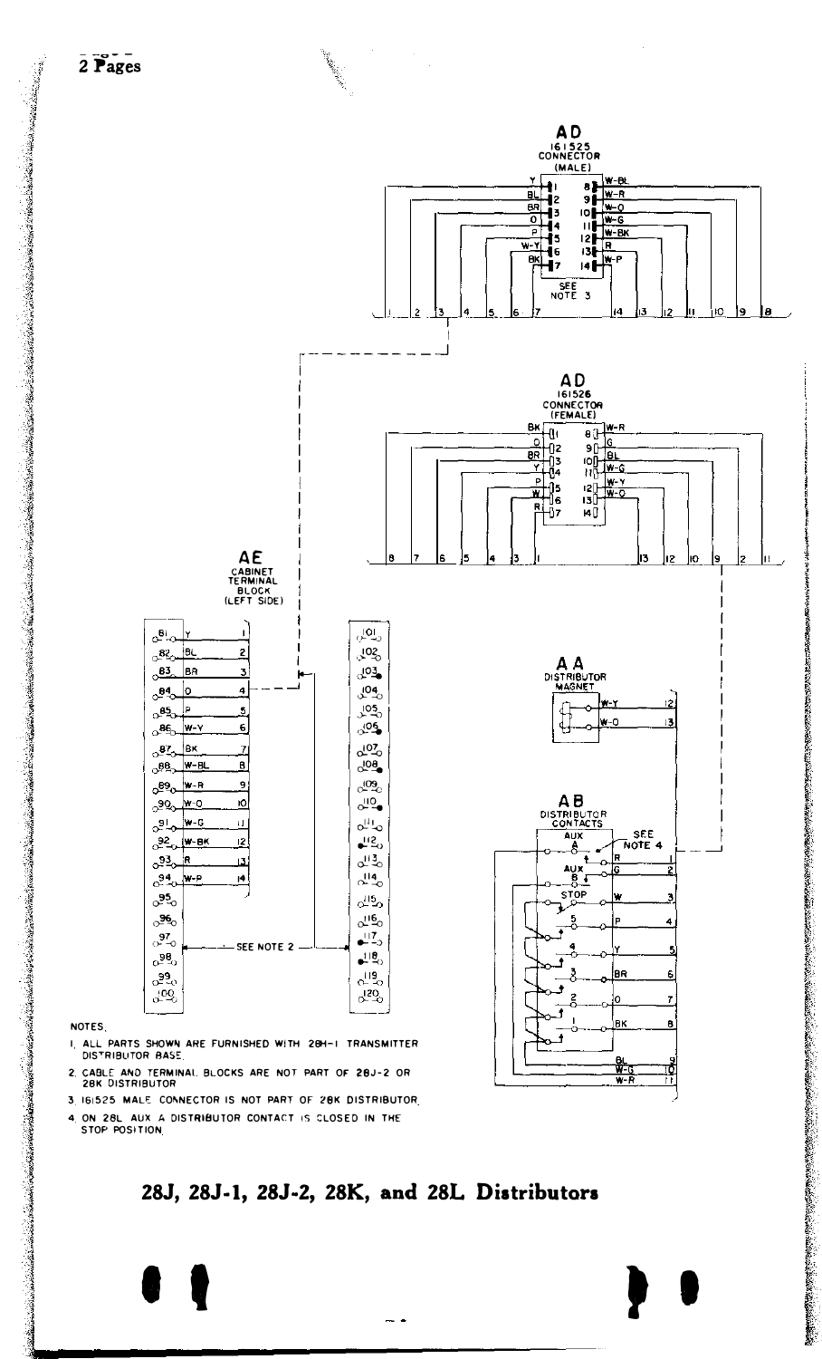AD
161525
CONNECTOR
(MALE)

SEE
NOTE 3

AD
161526
CONNECTOR
(FEMALE)

AE
CABINET
TERMINAL
BLOCK
(LEFT SIDE)

AA
DISTRIBUTOR
MAGNET

AB
DISTRIBUTOR
CONTACTS

SEE
NOTE 4

SEE NOTE 2

NOTES.

1. ALL PARTS SHOWN ARE FURNISHED WITH 28H-1 TRANSMITTER DISTRIBUTOR BASE.
2. CABLE AND TERMINAL BLOCKS ARE NOT PART OF 28J-2 OR 28K DISTRIBUTOR.
3. 161525 MALE CONNECTOR IS NOT PART OF 28K DISTRIBUTOR.
4. ON 28L AUX A DISTRIBUTOR CONTACT IS CLOSED IN THE STOP POSITION.

**28J, 28J-1, 28J-2, 28K, and 28L Distributors**